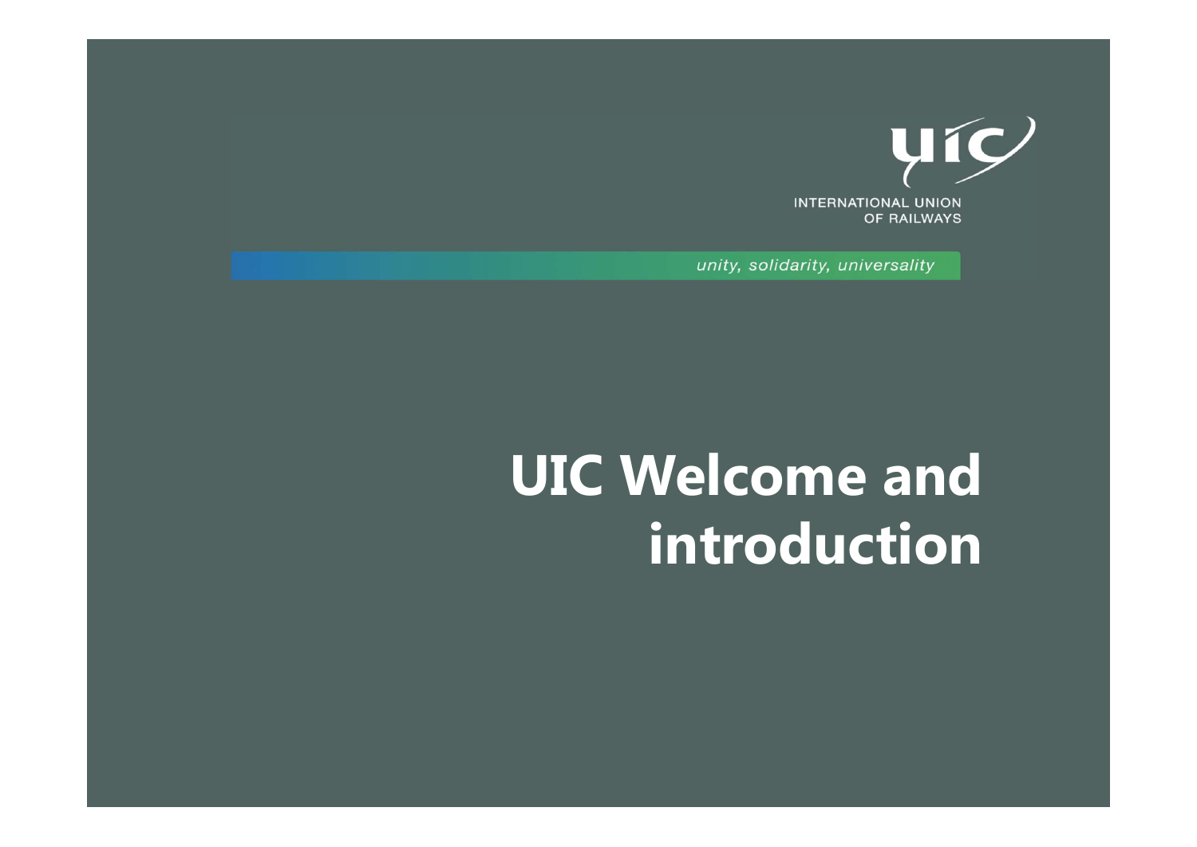INTERNATIONAL UNION
OF RAILWAYS

*unity, solidarity, universality*

# UIC Welcome and introduction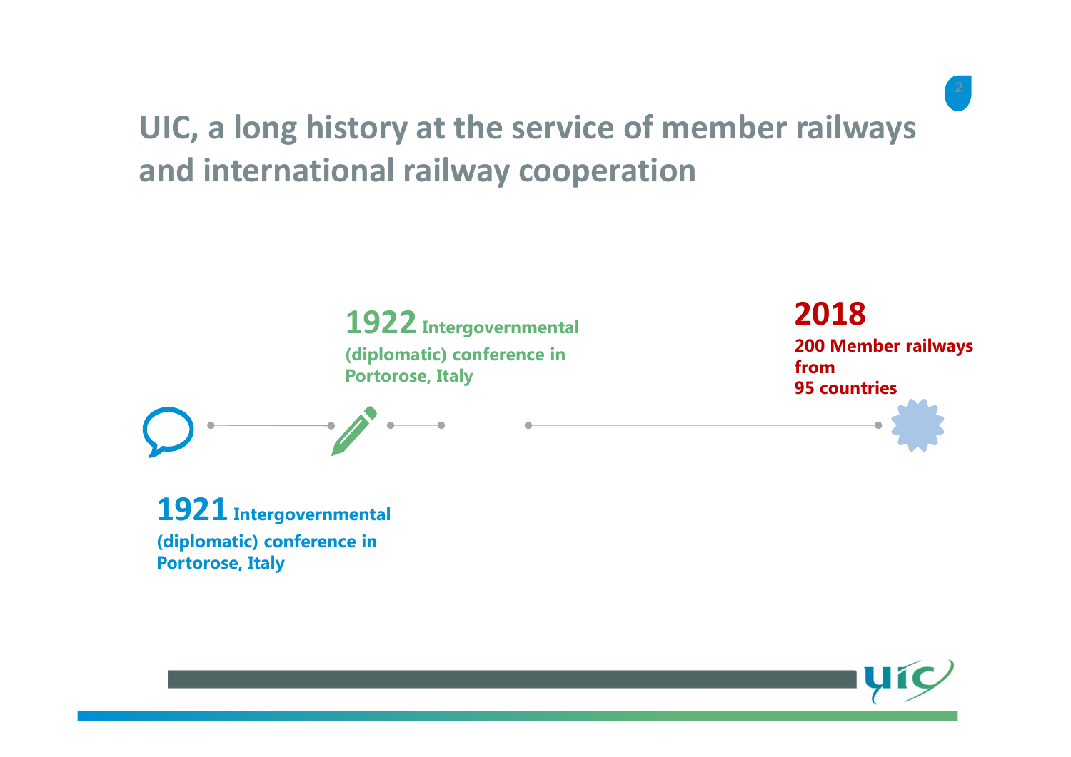# UIC, a long history at the service of member railways and international railway cooperation

**1921** Intergovernmental (diplomatic) conference in Portorose, Italy

**1922** Intergovernmental (diplomatic) conference in Portorose, Italy

**2018**
200 Member railways from 95 countries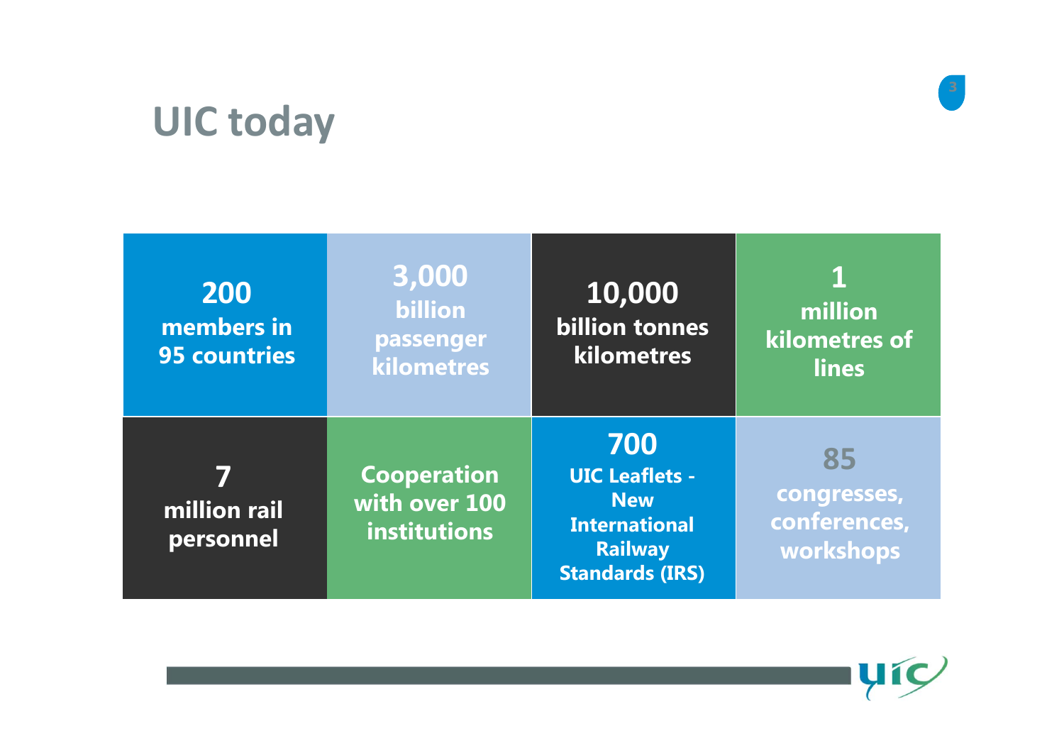# UIC today

- **200** members in 95 countries
- **3,000** billion passenger kilometres
- **10,000** billion tonnes kilometres
- **1** million kilometres of lines
- **7** million rail personnel
- Cooperation with over 100 institutions
- **700** UIC Leaflets - New International Railway Standards (IRS)
- **85** congresses, conferences, workshops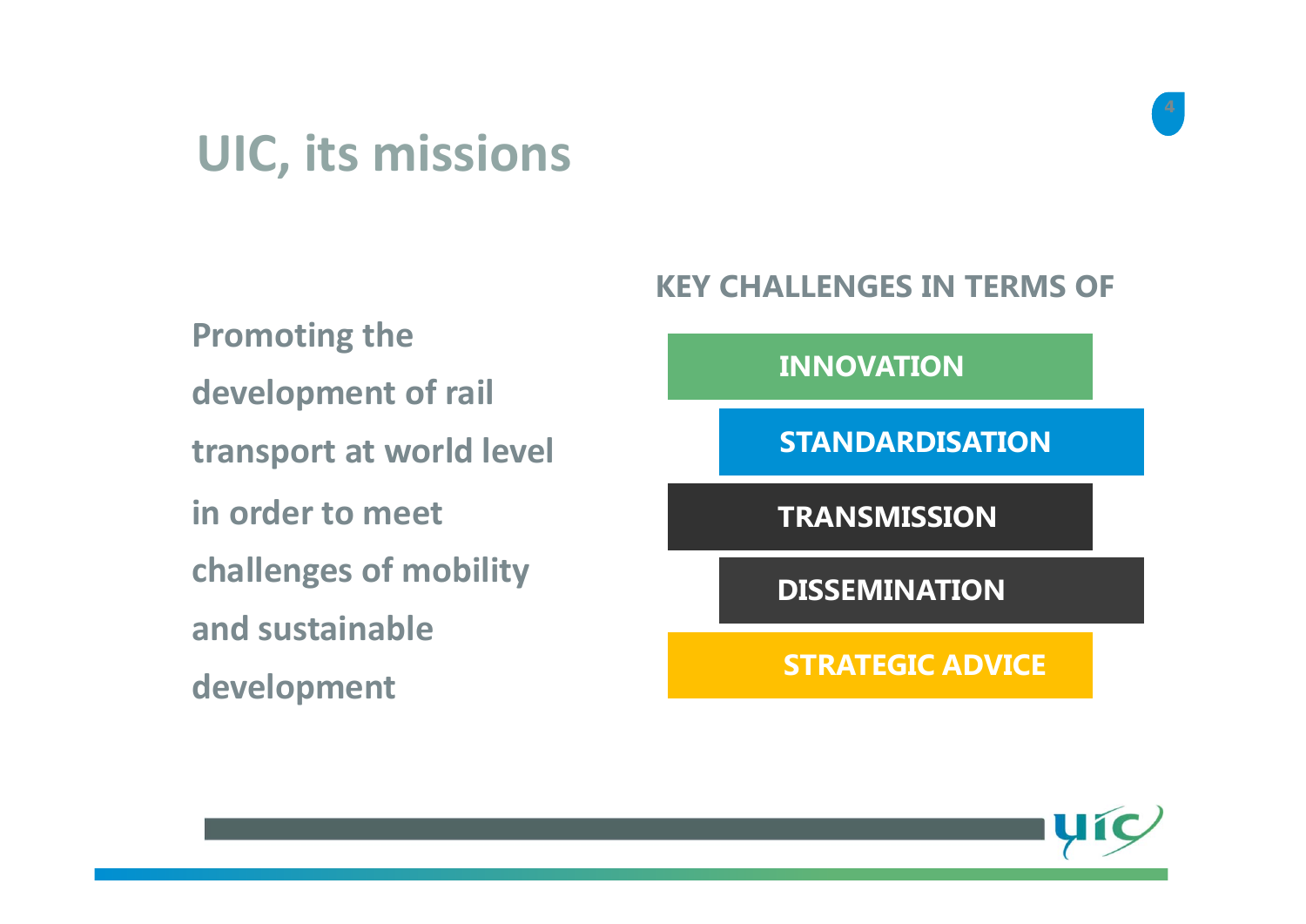# UIC, its missions

Promoting the development of rail transport at world level in order to meet challenges of mobility and sustainable development

**KEY CHALLENGES IN TERMS OF**

- INNOVATION
- STANDARDISATION
- TRANSMISSION
- DISSEMINATION
- STRATEGIC ADVICE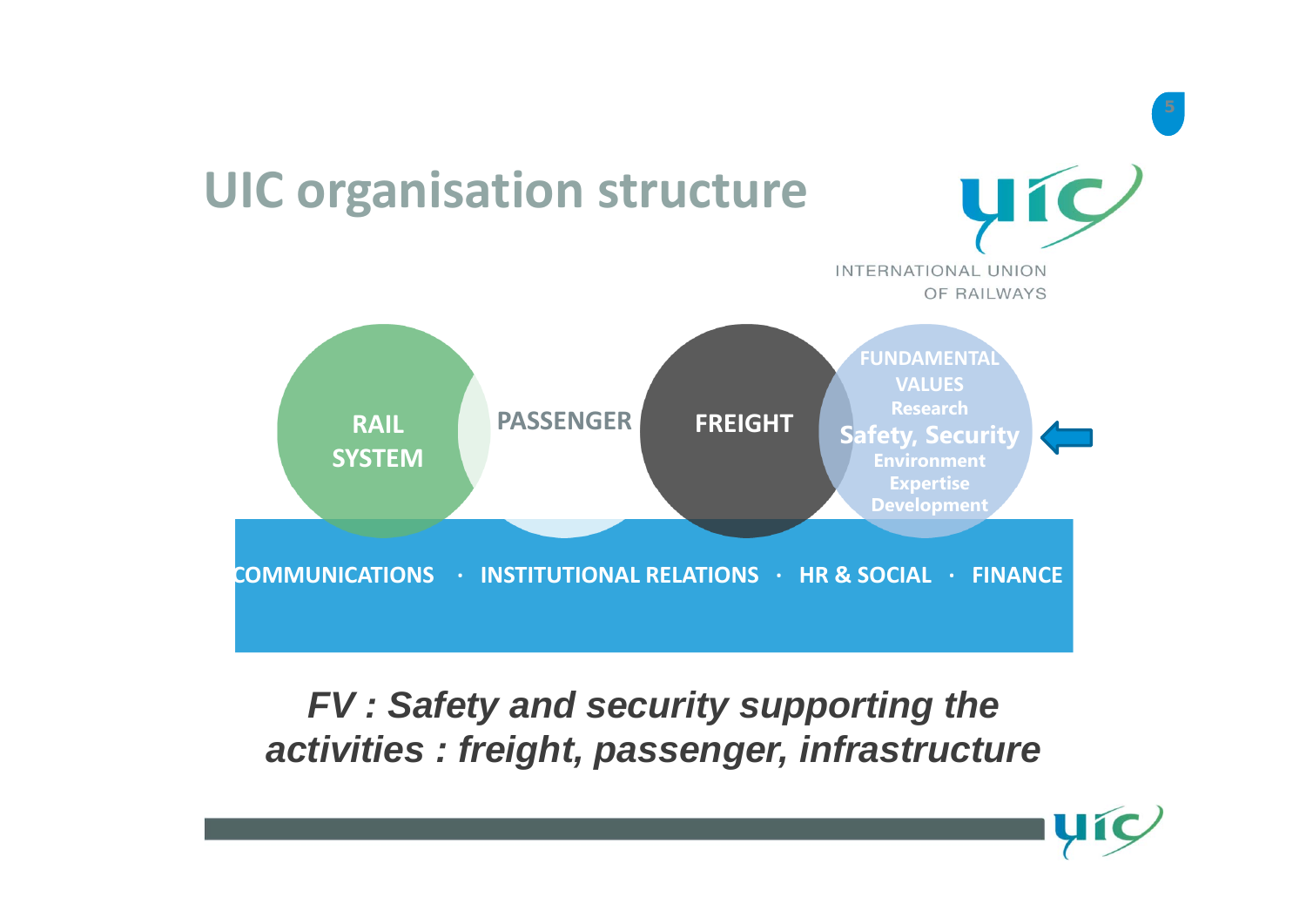# UIC organisation structure

INTERNATIONAL UNION
OF RAILWAYS

RAIL SYSTEM

PASSENGER

FREIGHT

FUNDAMENTAL VALUES
Research
Safety, Security
Environment
Expertise
Development

COMMUNICATIONS · INSTITUTIONAL RELATIONS · HR & SOCIAL · FINANCE

***FV : Safety and security supporting the activities : freight, passenger, infrastructure***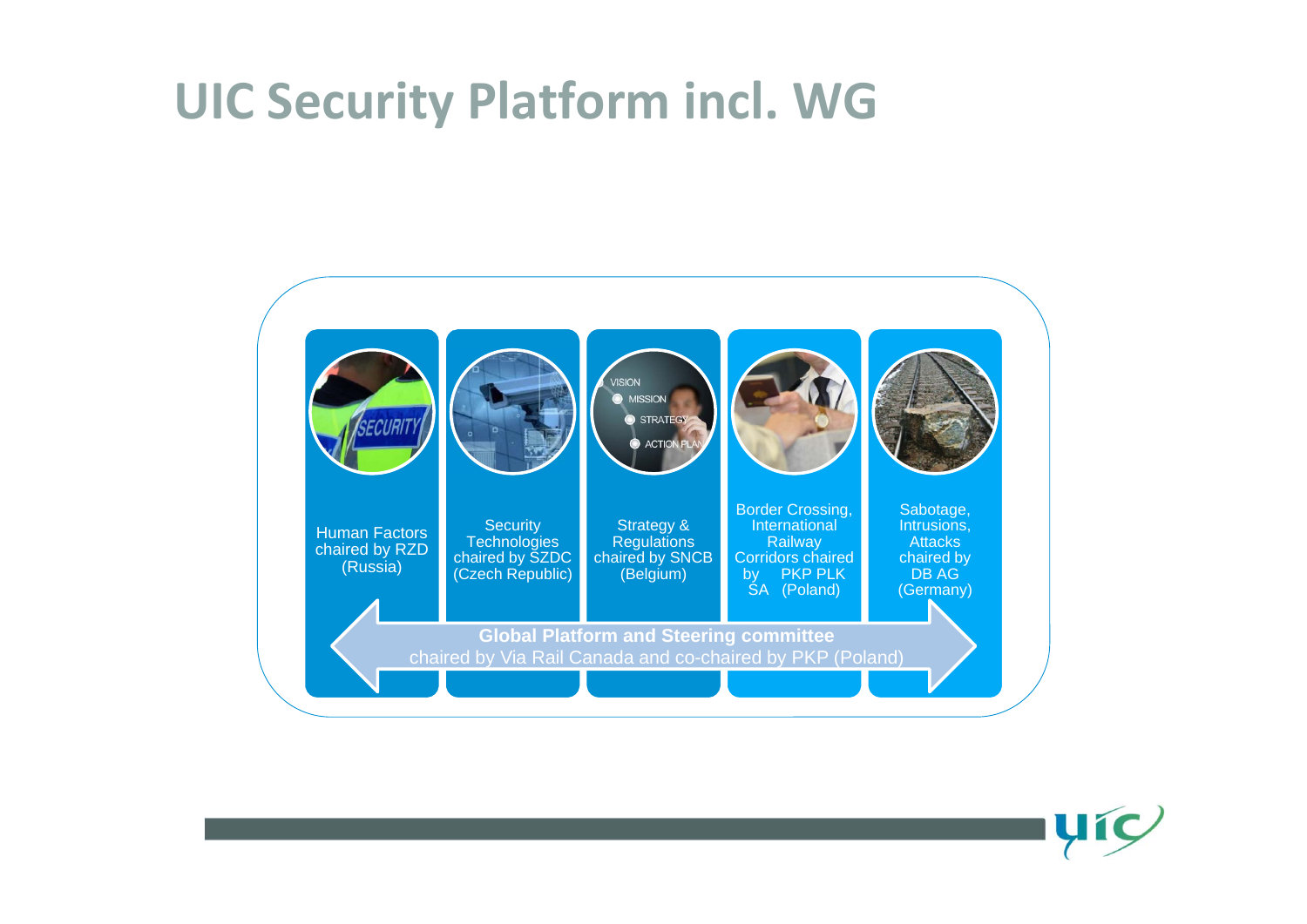# UIC Security Platform incl. WG

- Human Factors chaired by RZD (Russia)
- Security Technologies chaired by SZDC (Czech Republic)
- Strategy & Regulations chaired by SNCB (Belgium)
- Border Crossing, International Railway Corridors chaired by PKP PLK SA (Poland)
- Sabotage, Intrusions, Attacks chaired by DB AG (Germany)

**Global Platform and Steering committee**
chaired by Via Rail Canada and co-chaired by PKP (Poland)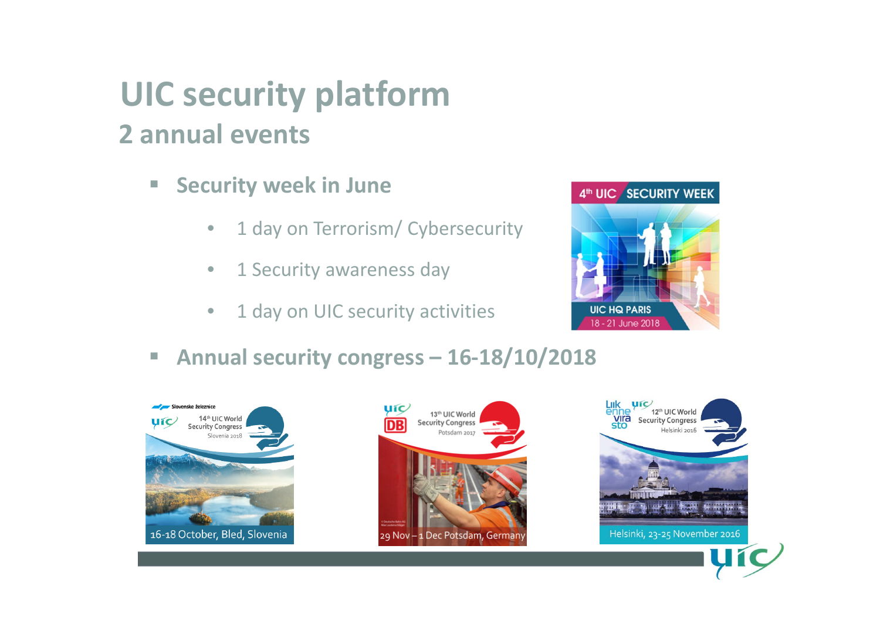# UIC security platform

## 2 annual events

- **Security week in June**
  - 1 day on Terrorism/ Cybersecurity
  - 1 Security awareness day
  - 1 day on UIC security activities
- **Annual security congress – 16-18/10/2018**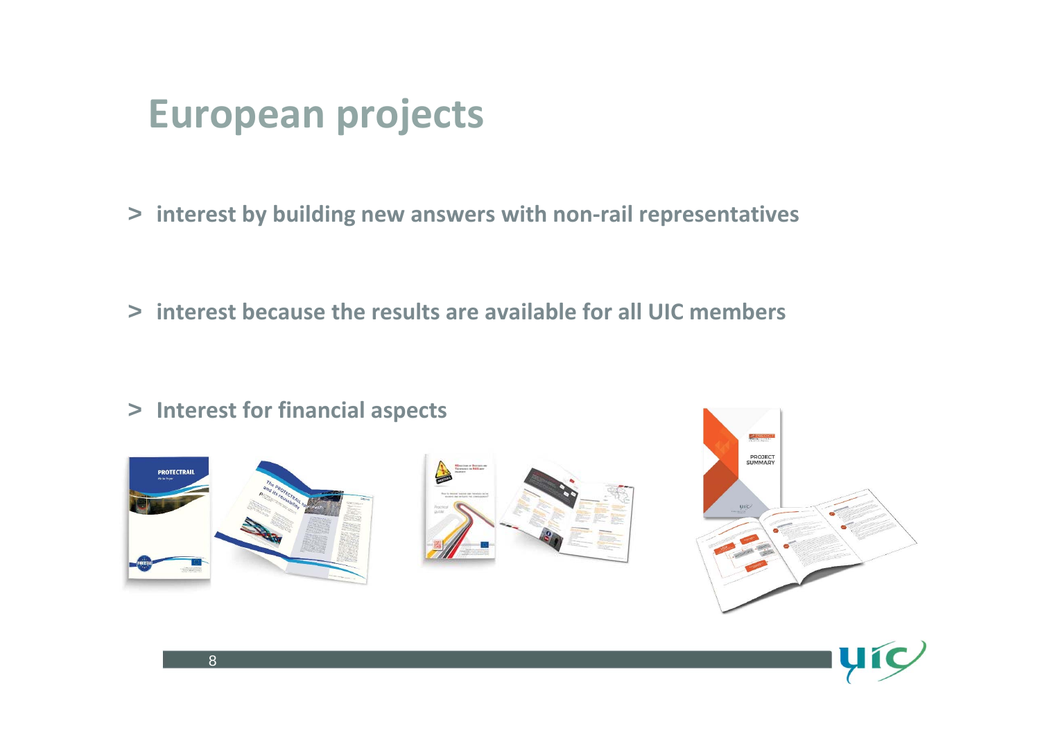# European projects

> interest by building new answers with non-rail representatives

> interest because the results are available for all UIC members

> Interest for financial aspects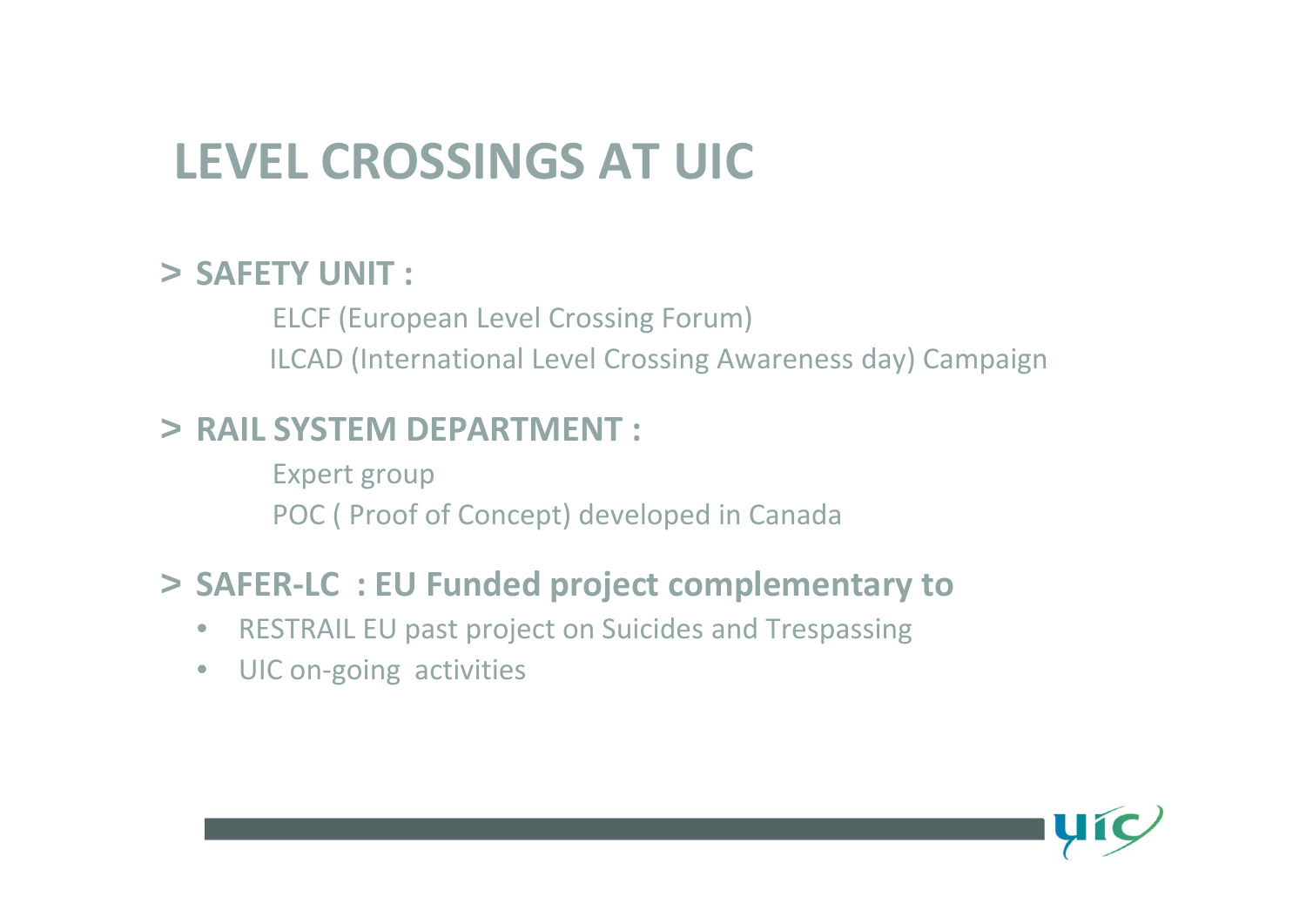# LEVEL CROSSINGS AT UIC

> **SAFETY UNIT :**

ELCF (European Level Crossing Forum)

ILCAD (International Level Crossing Awareness day) Campaign

> **RAIL SYSTEM DEPARTMENT :**

Expert group

POC ( Proof of Concept) developed in Canada

> **SAFER-LC : EU Funded project complementary to**

- RESTRAIL EU past project on Suicides and Trespassing
- UIC on-going activities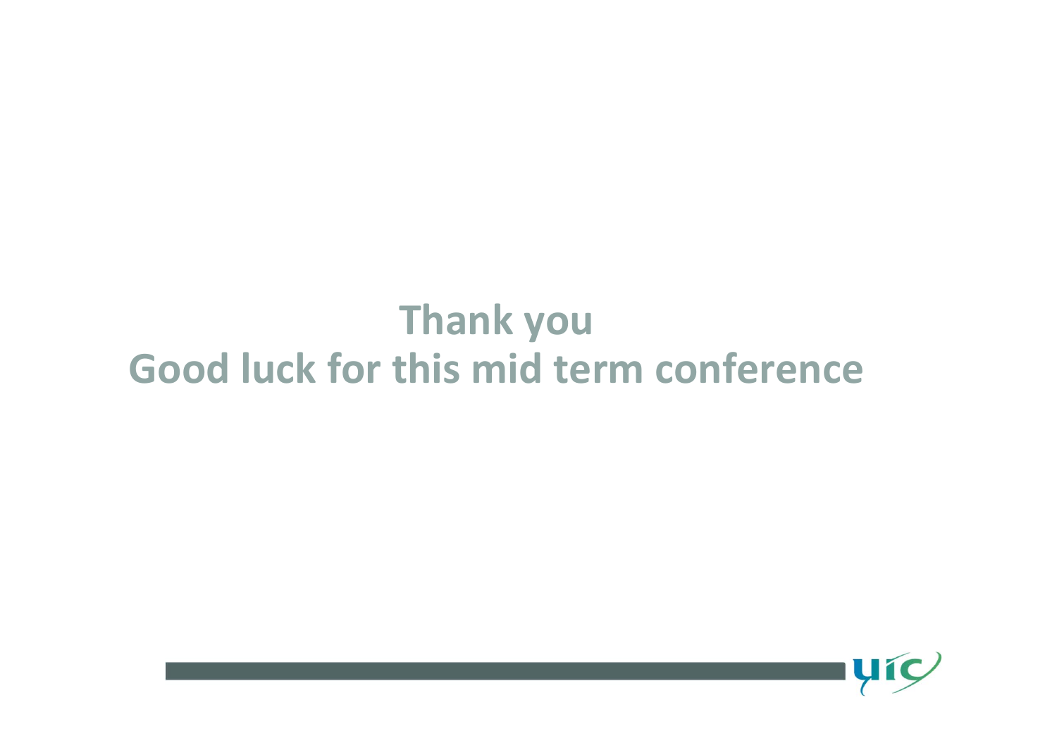**Thank you**

**Good luck for this mid term conference**